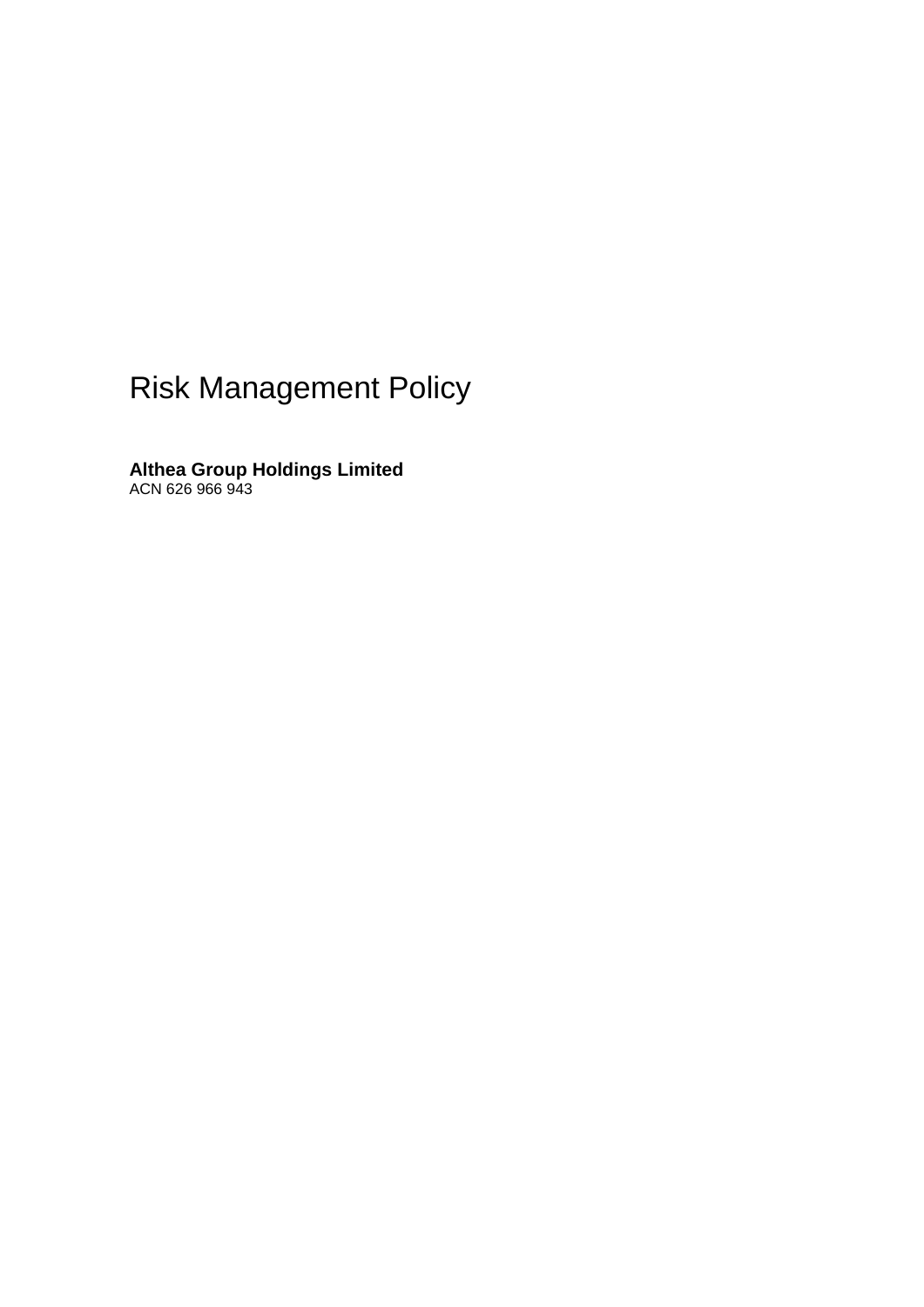# Risk Management Policy

**Althea Group Holdings Limited**
ACN 626 966 943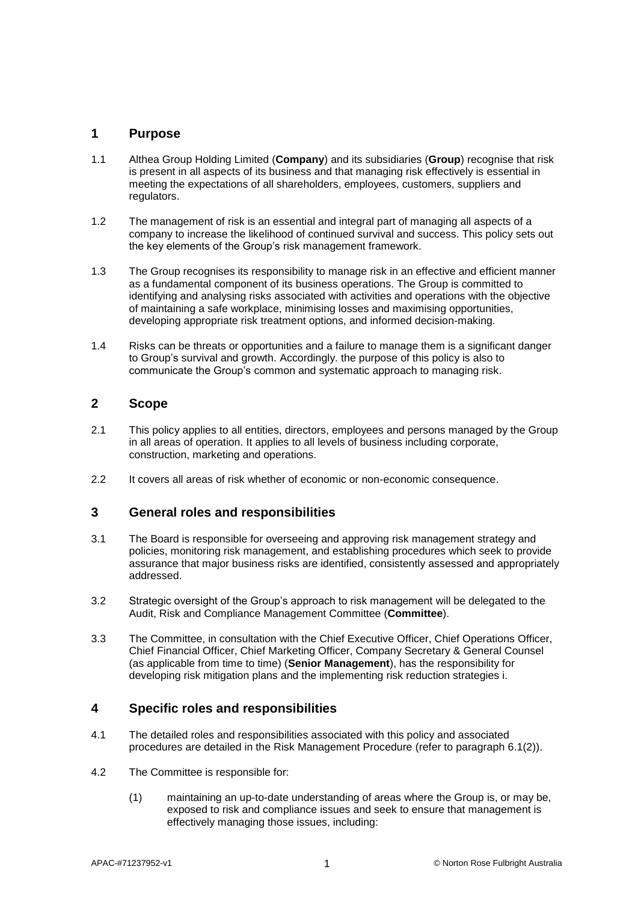## 1 Purpose

1.1 Althea Group Holding Limited (**Company**) and its subsidiaries (**Group**) recognise that risk is present in all aspects of its business and that managing risk effectively is essential in meeting the expectations of all shareholders, employees, customers, suppliers and regulators.

1.2 The management of risk is an essential and integral part of managing all aspects of a company to increase the likelihood of continued survival and success. This policy sets out the key elements of the Group's risk management framework.

1.3 The Group recognises its responsibility to manage risk in an effective and efficient manner as a fundamental component of its business operations. The Group is committed to identifying and analysing risks associated with activities and operations with the objective of maintaining a safe workplace, minimising losses and maximising opportunities, developing appropriate risk treatment options, and informed decision-making.

1.4 Risks can be threats or opportunities and a failure to manage them is a significant danger to Group's survival and growth. Accordingly. the purpose of this policy is also to communicate the Group's common and systematic approach to managing risk.

## 2 Scope

2.1 This policy applies to all entities, directors, employees and persons managed by the Group in all areas of operation. It applies to all levels of business including corporate, construction, marketing and operations.

2.2 It covers all areas of risk whether of economic or non-economic consequence.

## 3 General roles and responsibilities

3.1 The Board is responsible for overseeing and approving risk management strategy and policies, monitoring risk management, and establishing procedures which seek to provide assurance that major business risks are identified, consistently assessed and appropriately addressed.

3.2 Strategic oversight of the Group's approach to risk management will be delegated to the Audit, Risk and Compliance Management Committee (**Committee**).

3.3 The Committee, in consultation with the Chief Executive Officer, Chief Operations Officer, Chief Financial Officer, Chief Marketing Officer, Company Secretary & General Counsel (as applicable from time to time) (**Senior Management**), has the responsibility for developing risk mitigation plans and the implementing risk reduction strategies i.

## 4 Specific roles and responsibilities

4.1 The detailed roles and responsibilities associated with this policy and associated procedures are detailed in the Risk Management Procedure (refer to paragraph 6.1(2)).

4.2 The Committee is responsible for:

(1) maintaining an up-to-date understanding of areas where the Group is, or may be, exposed to risk and compliance issues and seek to ensure that management is effectively managing those issues, including: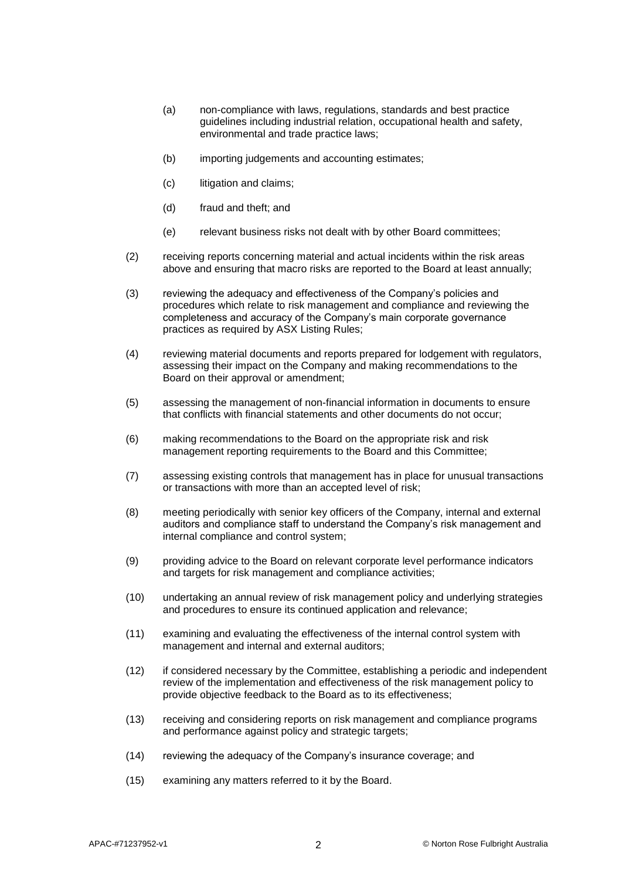(a) non-compliance with laws, regulations, standards and best practice guidelines including industrial relation, occupational health and safety, environmental and trade practice laws;

(b) importing judgements and accounting estimates;

(c) litigation and claims;

(d) fraud and theft; and

(e) relevant business risks not dealt with by other Board committees;

(2) receiving reports concerning material and actual incidents within the risk areas above and ensuring that macro risks are reported to the Board at least annually;

(3) reviewing the adequacy and effectiveness of the Company's policies and procedures which relate to risk management and compliance and reviewing the completeness and accuracy of the Company's main corporate governance practices as required by ASX Listing Rules;

(4) reviewing material documents and reports prepared for lodgement with regulators, assessing their impact on the Company and making recommendations to the Board on their approval or amendment;

(5) assessing the management of non-financial information in documents to ensure that conflicts with financial statements and other documents do not occur;

(6) making recommendations to the Board on the appropriate risk and risk management reporting requirements to the Board and this Committee;

(7) assessing existing controls that management has in place for unusual transactions or transactions with more than an accepted level of risk;

(8) meeting periodically with senior key officers of the Company, internal and external auditors and compliance staff to understand the Company's risk management and internal compliance and control system;

(9) providing advice to the Board on relevant corporate level performance indicators and targets for risk management and compliance activities;

(10) undertaking an annual review of risk management policy and underlying strategies and procedures to ensure its continued application and relevance;

(11) examining and evaluating the effectiveness of the internal control system with management and internal and external auditors;

(12) if considered necessary by the Committee, establishing a periodic and independent review of the implementation and effectiveness of the risk management policy to provide objective feedback to the Board as to its effectiveness;

(13) receiving and considering reports on risk management and compliance programs and performance against policy and strategic targets;

(14) reviewing the adequacy of the Company's insurance coverage; and

(15) examining any matters referred to it by the Board.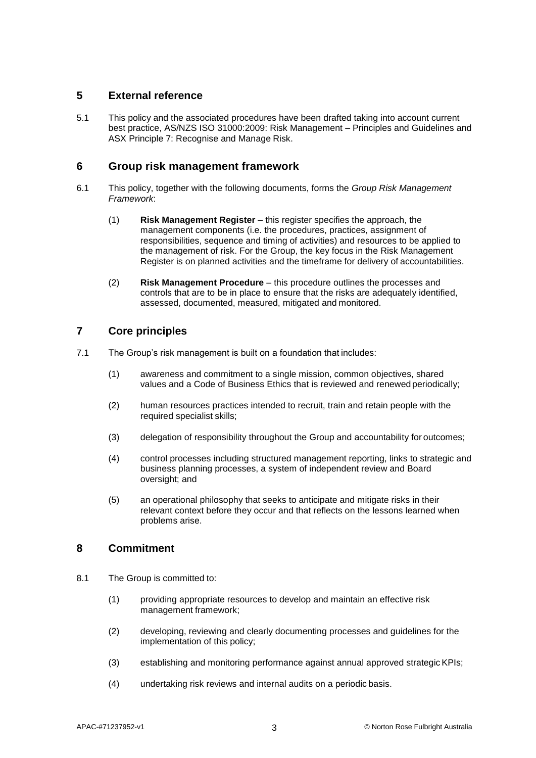## 5 External reference

5.1 This policy and the associated procedures have been drafted taking into account current best practice, AS/NZS ISO 31000:2009: Risk Management – Principles and Guidelines and ASX Principle 7: Recognise and Manage Risk.

## 6 Group risk management framework

6.1 This policy, together with the following documents, forms the *Group Risk Management Framework*:

(1) **Risk Management Register** – this register specifies the approach, the management components (i.e. the procedures, practices, assignment of responsibilities, sequence and timing of activities) and resources to be applied to the management of risk. For the Group, the key focus in the Risk Management Register is on planned activities and the timeframe for delivery of accountabilities.

(2) **Risk Management Procedure** – this procedure outlines the processes and controls that are to be in place to ensure that the risks are adequately identified, assessed, documented, measured, mitigated and monitored.

## 7 Core principles

7.1 The Group's risk management is built on a foundation that includes:

(1) awareness and commitment to a single mission, common objectives, shared values and a Code of Business Ethics that is reviewed and renewed periodically;

(2) human resources practices intended to recruit, train and retain people with the required specialist skills;

(3) delegation of responsibility throughout the Group and accountability for outcomes;

(4) control processes including structured management reporting, links to strategic and business planning processes, a system of independent review and Board oversight; and

(5) an operational philosophy that seeks to anticipate and mitigate risks in their relevant context before they occur and that reflects on the lessons learned when problems arise.

## 8 Commitment

8.1 The Group is committed to:

(1) providing appropriate resources to develop and maintain an effective risk management framework;

(2) developing, reviewing and clearly documenting processes and guidelines for the implementation of this policy;

(3) establishing and monitoring performance against annual approved strategic KPIs;

(4) undertaking risk reviews and internal audits on a periodic basis.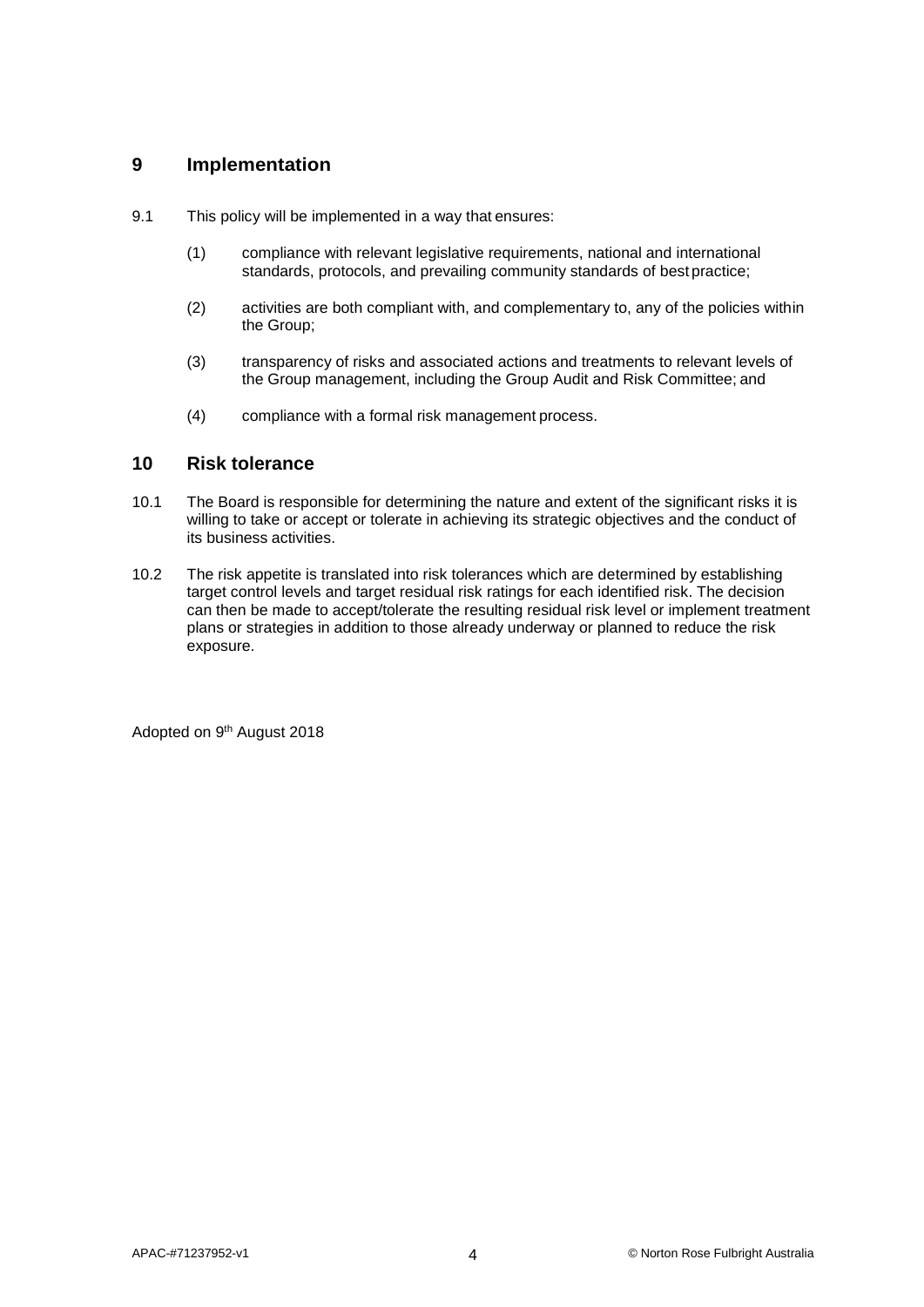## 9 Implementation

9.1 This policy will be implemented in a way that ensures:

(1) compliance with relevant legislative requirements, national and international standards, protocols, and prevailing community standards of best practice;

(2) activities are both compliant with, and complementary to, any of the policies within the Group;

(3) transparency of risks and associated actions and treatments to relevant levels of the Group management, including the Group Audit and Risk Committee; and

(4) compliance with a formal risk management process.

## 10 Risk tolerance

10.1 The Board is responsible for determining the nature and extent of the significant risks it is willing to take or accept or tolerate in achieving its strategic objectives and the conduct of its business activities.

10.2 The risk appetite is translated into risk tolerances which are determined by establishing target control levels and target residual risk ratings for each identified risk. The decision can then be made to accept/tolerate the resulting residual risk level or implement treatment plans or strategies in addition to those already underway or planned to reduce the risk exposure.

Adopted on 9th August 2018